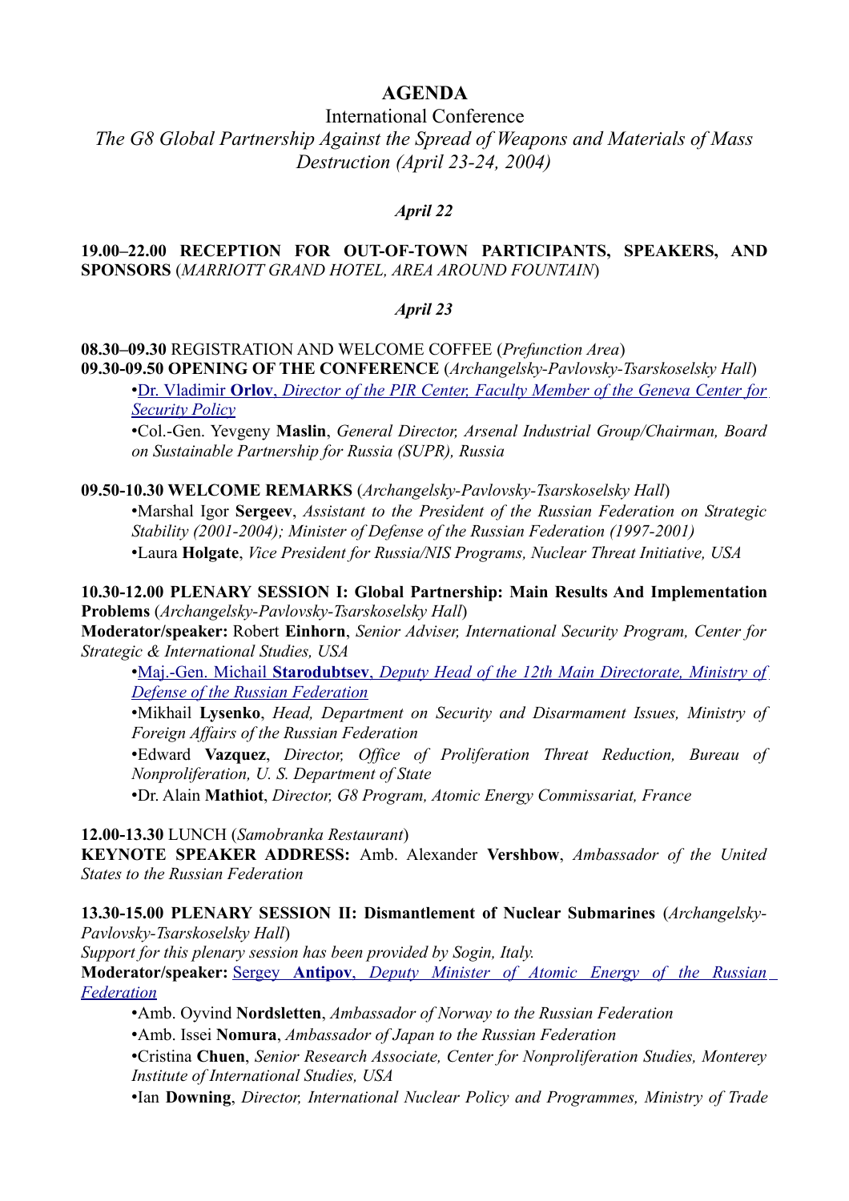# AGENDA

International Conference

*The G8 Global Partnership Against the Spread of Weapons and Materials of Mass Destruction (April 23-24, 2004)*

***April 22***

**19.00–22.00 RECEPTION FOR OUT-OF-TOWN PARTICIPANTS, SPEAKERS, AND SPONSORS** (*MARRIOTT GRAND HOTEL, AREA AROUND FOUNTAIN*)

***April 23***

**08.30–09.30** REGISTRATION AND WELCOME COFFEE (*Prefunction Area*)

**09.30-09.50 OPENING OF THE CONFERENCE** (*Archangelsky-Pavlovsky-Tsarskoselsky Hall*)

- Dr. Vladimir **Orlov**, *Director of the PIR Center, Faculty Member of the Geneva Center for Security Policy*
- Col.-Gen. Yevgeny **Maslin**, *General Director, Arsenal Industrial Group/Chairman, Board on Sustainable Partnership for Russia (SUPR), Russia*

**09.50-10.30 WELCOME REMARKS** (*Archangelsky-Pavlovsky-Tsarskoselsky Hall*)

- Marshal Igor **Sergeev**, *Assistant to the President of the Russian Federation on Strategic Stability (2001-2004); Minister of Defense of the Russian Federation (1997-2001)*
- Laura **Holgate**, *Vice President for Russia/NIS Programs, Nuclear Threat Initiative, USA*

**10.30-12.00 PLENARY SESSION I: Global Partnership: Main Results And Implementation Problems** (*Archangelsky-Pavlovsky-Tsarskoselsky Hall*)

**Moderator/speaker:** Robert **Einhorn**, *Senior Adviser, International Security Program, Center for Strategic & International Studies, USA*

- Maj.-Gen. Michail **Starodubtsev**, *Deputy Head of the 12th Main Directorate, Ministry of Defense of the Russian Federation*
- Mikhail **Lysenko**, *Head, Department on Security and Disarmament Issues, Ministry of Foreign Affairs of the Russian Federation*
- Edward **Vazquez**, *Director, Office of Proliferation Threat Reduction, Bureau of Nonproliferation, U. S. Department of State*
- Dr. Alain **Mathiot**, *Director, G8 Program, Atomic Energy Commissariat, France*

**12.00-13.30** LUNCH (*Samobranka Restaurant*)

**KEYNOTE SPEAKER ADDRESS:** Amb. Alexander **Vershbow**, *Ambassador of the United States to the Russian Federation*

**13.30-15.00 PLENARY SESSION II: Dismantlement of Nuclear Submarines** (*Archangelsky-Pavlovsky-Tsarskoselsky Hall*)

*Support for this plenary session has been provided by Sogin, Italy.*

**Moderator/speaker:** Sergey **Antipov**, *Deputy Minister of Atomic Energy of the Russian Federation*

- Amb. Oyvind **Nordsletten**, *Ambassador of Norway to the Russian Federation*
- Amb. Issei **Nomura**, *Ambassador of Japan to the Russian Federation*
- Cristina **Chuen**, *Senior Research Associate, Center for Nonproliferation Studies, Monterey Institute of International Studies, USA*
- Ian **Downing**, *Director, International Nuclear Policy and Programmes, Ministry of Trade*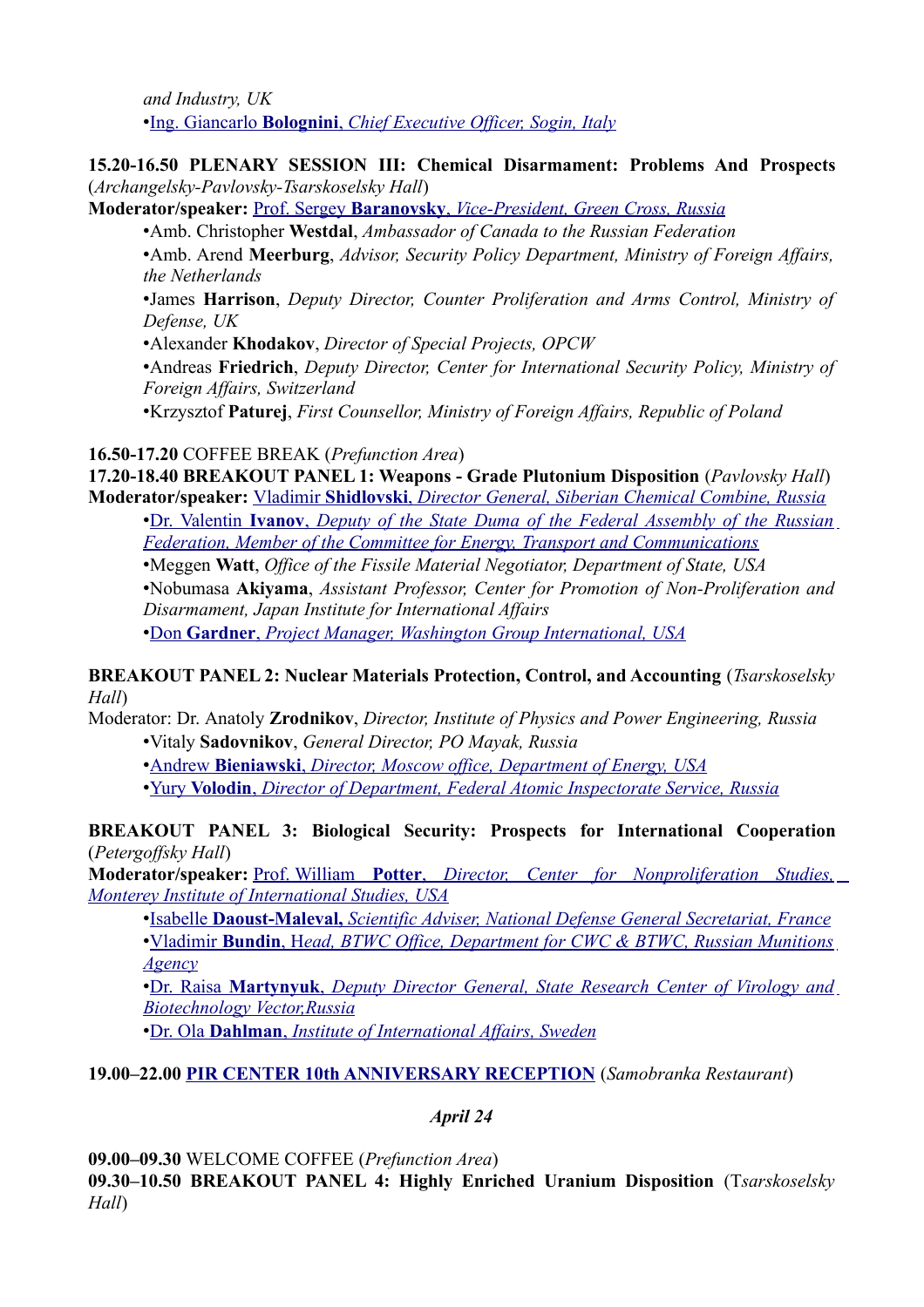*and Industry, UK*

- Ing. Giancarlo **Bolognini**, *Chief Executive Officer, Sogin, Italy*

**15.20-16.50 PLENARY SESSION III: Chemical Disarmament: Problems And Prospects** (*Archangelsky-Pavlovsky-Tsarskoselsky Hall*)

**Moderator/speaker:** Prof. Sergey **Baranovsky**, *Vice-President, Green Cross, Russia*

- Amb. Christopher **Westdal**, *Ambassador of Canada to the Russian Federation*
- Amb. Arend **Meerburg**, *Advisor, Security Policy Department, Ministry of Foreign Affairs, the Netherlands*
- James **Harrison**, *Deputy Director, Counter Proliferation and Arms Control, Ministry of Defense, UK*
- Alexander **Khodakov**, *Director of Special Projects, OPCW*
- Andreas **Friedrich**, *Deputy Director, Center for International Security Policy, Ministry of Foreign Affairs, Switzerland*
- Krzysztof **Paturej**, *First Counsellor, Ministry of Foreign Affairs, Republic of Poland*

**16.50-17.20** COFFEE BREAK (*Prefunction Area*)

**17.20-18.40 BREAKOUT PANEL 1: Weapons - Grade Plutonium Disposition** (*Pavlovsky Hall*)

**Moderator/speaker:** Vladimir **Shidlovski**, *Director General, Siberian Chemical Combine, Russia*

- Dr. Valentin **Ivanov**, *Deputy of the State Duma of the Federal Assembly of the Russian Federation, Member of the Committee for Energy, Transport and Communications*
- Meggen **Watt**, *Office of the Fissile Material Negotiator, Department of State, USA*
- Nobumasa **Akiyama**, *Assistant Professor, Center for Promotion of Non-Proliferation and Disarmament, Japan Institute for International Affairs*
- Don **Gardner**, *Project Manager, Washington Group International, USA*

**BREAKOUT PANEL 2: Nuclear Materials Protection, Control, and Accounting** (*Tsarskoselsky Hall*)

Moderator: Dr. Anatoly **Zrodnikov**, *Director, Institute of Physics and Power Engineering, Russia*

- Vitaly **Sadovnikov**, *General Director, PO Mayak, Russia*
- Andrew **Bieniawski**, *Director, Moscow office, Department of Energy, USA*
- Yury **Volodin**, *Director of Department, Federal Atomic Inspectorate Service, Russia*

**BREAKOUT PANEL 3: Biological Security: Prospects for International Cooperation** (*Petergoffsky Hall*)

**Moderator/speaker:** Prof. William **Potter**, *Director, Center for Nonproliferation Studies, Monterey Institute of International Studies, USA*

- Isabelle **Daoust-Maleval,** *Scientific Adviser, National Defense General Secretariat, France*
- Vladimir **Bundin**, H*ead, BTWC Office, Department for CWC & BTWC, Russian Munitions Agency*
- Dr. Raisa **Martynyuk**, *Deputy Director General, State Research Center of Virology and Biotechnology Vector,Russia*
- Dr. Ola **Dahlman**, *Institute of International Affairs, Sweden*

**19.00–22.00** **PIR CENTER 10th ANNIVERSARY RECEPTION** (*Samobranka Restaurant*)

***April 24***

**09.00–09.30** WELCOME COFFEE (*Prefunction Area*)

**09.30–10.50 BREAKOUT PANEL 4: Highly Enriched Uranium Disposition** (T*sarskoselsky Hall*)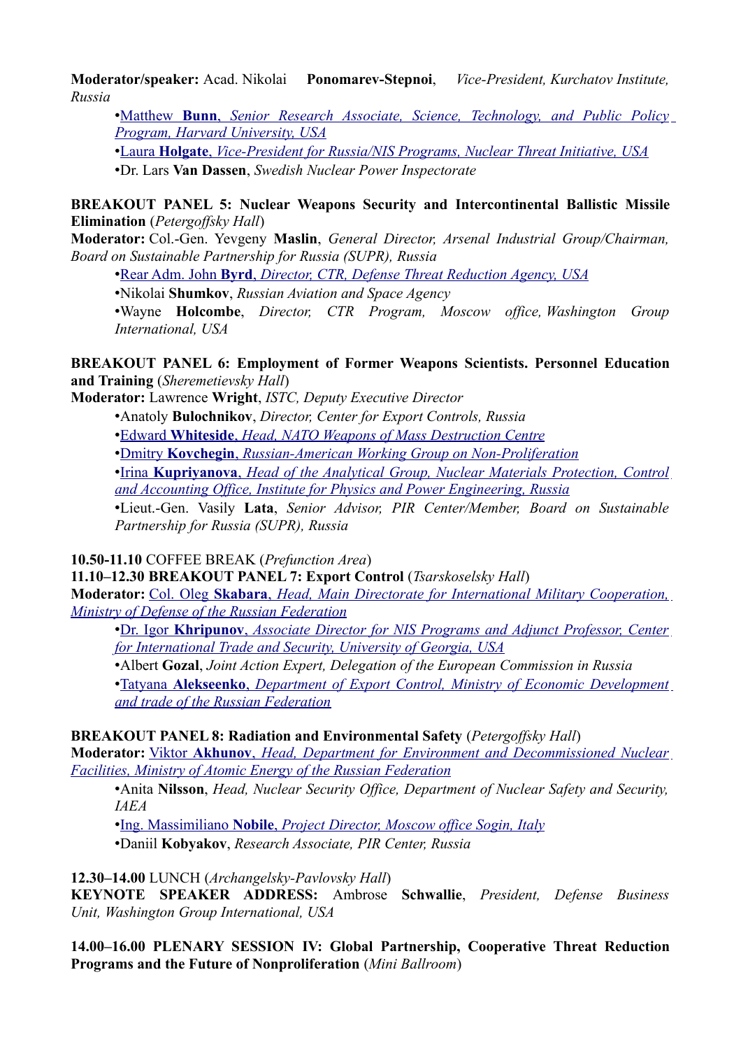**Moderator/speaker:** Acad. Nikolai **Ponomarev-Stepnoi**, *Vice-President, Kurchatov Institute, Russia*

- Matthew **Bunn**, *Senior Research Associate, Science, Technology, and Public Policy Program, Harvard University, USA*
- Laura **Holgate**, *Vice-President for Russia/NIS Programs, Nuclear Threat Initiative, USA*
- Dr. Lars **Van Dassen**, *Swedish Nuclear Power Inspectorate*

**BREAKOUT PANEL 5: Nuclear Weapons Security and Intercontinental Ballistic Missile Elimination** (*Petergoffsky Hall*)

**Moderator:** Col.-Gen. Yevgeny **Maslin**, *General Director, Arsenal Industrial Group/Chairman, Board on Sustainable Partnership for Russia (SUPR), Russia*

- Rear Adm. John **Byrd**, *Director, CTR, Defense Threat Reduction Agency, USA*
- Nikolai **Shumkov**, *Russian Aviation and Space Agency*
- Wayne **Holcombe**, *Director, CTR Program, Moscow office, Washington Group International, USA*

**BREAKOUT PANEL 6: Employment of Former Weapons Scientists. Personnel Education and Training** (*Sheremetievsky Hall*)

**Moderator:** Lawrence **Wright**, *ISTC, Deputy Executive Director*

- Anatoly **Bulochnikov**, *Director, Center for Export Controls, Russia*
- Edward **Whiteside**, *Head, NATO Weapons of Mass Destruction Centre*
- Dmitry **Kovchegin**, *Russian-American Working Group on Non-Proliferation*
- Irina **Kupriyanova**, *Head of the Analytical Group, Nuclear Materials Protection, Control and Accounting Office, Institute for Physics and Power Engineering, Russia*
- Lieut.-Gen. Vasily **Lata**, *Senior Advisor, PIR Center/Member, Board on Sustainable Partnership for Russia (SUPR), Russia*

**10.50-11.10** COFFEE BREAK (*Prefunction Area*)

**11.10–12.30 BREAKOUT PANEL 7: Export Control** (*Tsarskoselsky Hall*)

**Moderator:** Col. Oleg **Skabara**, *Head, Main Directorate for International Military Cooperation, Ministry of Defense of the Russian Federation*

- Dr. Igor **Khripunov**, *Associate Director for NIS Programs and Adjunct Professor, Center for International Trade and Security, University of Georgia, USA*
- Albert **Gozal**, *Joint Action Expert, Delegation of the European Commission in Russia*
- Tatyana **Alekseenko**, *Department of Export Control, Ministry of Economic Development and trade of the Russian Federation*

**BREAKOUT PANEL 8: Radiation and Environmental Safety** (*Petergoffsky Hall*)

**Moderator:** Viktor **Akhunov**, *Head, Department for Environment and Decommissioned Nuclear Facilities, Ministry of Atomic Energy of the Russian Federation*

- Anita **Nilsson**, *Head, Nuclear Security Office, Department of Nuclear Safety and Security, IAEA*
- Ing. Massimiliano **Nobile**, *Project Director, Moscow office Sogin, Italy*
- Daniil **Kobyakov**, *Research Associate, PIR Center, Russia*

**12.30–14.00** LUNCH (*Archangelsky-Pavlovsky Hall*)

**KEYNOTE SPEAKER ADDRESS:** Ambrose **Schwallie**, *President, Defense Business Unit, Washington Group International, USA*

**14.00–16.00 PLENARY SESSION IV: Global Partnership, Cooperative Threat Reduction Programs and the Future of Nonproliferation** (*Mini Ballroom*)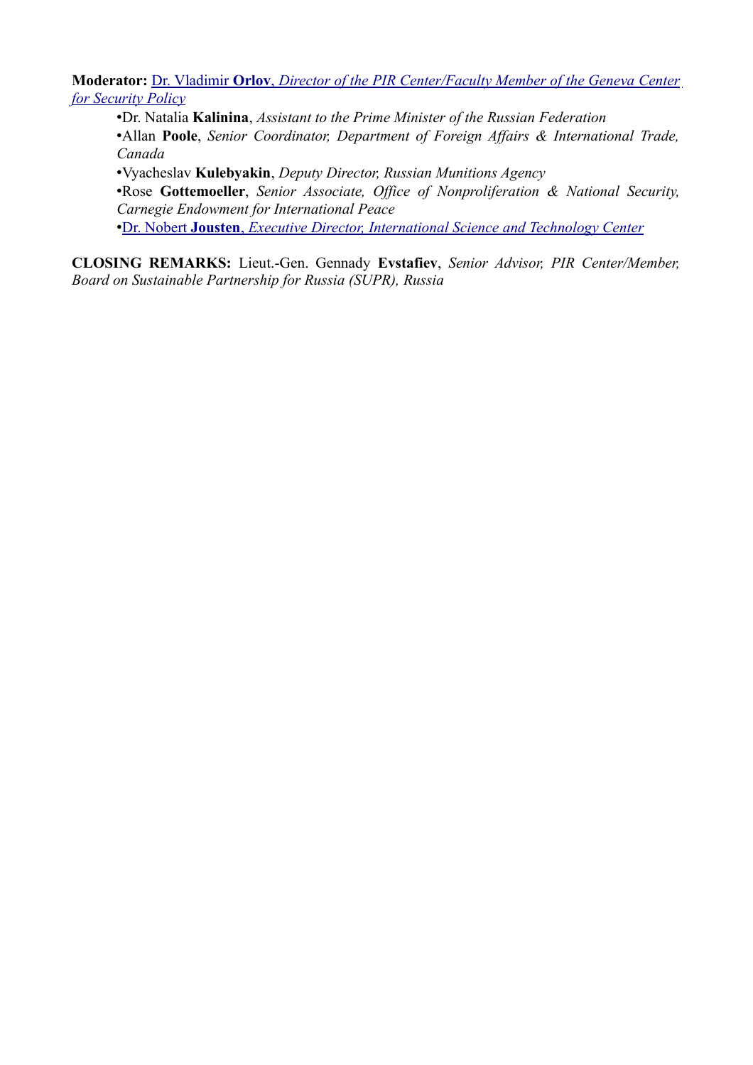**Moderator:** Dr. Vladimir **Orlov**, *Director of the PIR Center/Faculty Member of the Geneva Center for Security Policy*

- Dr. Natalia **Kalinina**, *Assistant to the Prime Minister of the Russian Federation*
- Allan **Poole**, *Senior Coordinator, Department of Foreign Affairs & International Trade, Canada*
- Vyacheslav **Kulebyakin**, *Deputy Director, Russian Munitions Agency*
- Rose **Gottemoeller**, *Senior Associate, Office of Nonproliferation & National Security, Carnegie Endowment for International Peace*
- Dr. Nobert **Jousten**, *Executive Director, International Science and Technology Center*

**CLOSING REMARKS:** Lieut.-Gen. Gennady **Evstafiev**, *Senior Advisor, PIR Center/Member, Board on Sustainable Partnership for Russia (SUPR), Russia*